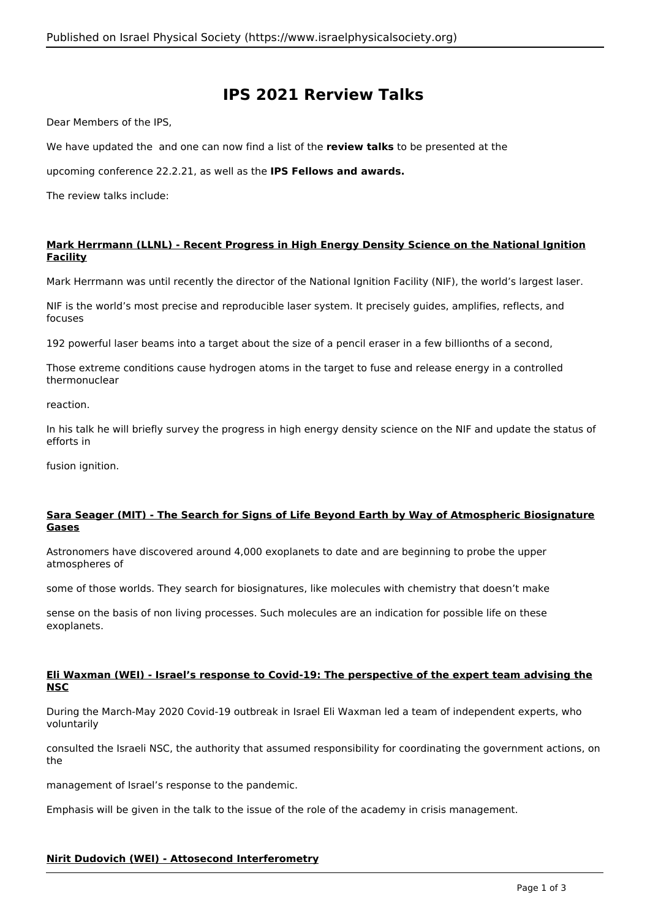# IPS 2021 Rerview Talks

Dear Members of the IPS,

We have updated the  and one can now find a list of the **review talks** to be presented at the

upcoming conference 22.2.21, as well as the **IPS Fellows and awards.**

The review talks include:

**Mark Herrmann (LLNL) - Recent Progress in High Energy Density Science on the National Ignition Facility**

Mark Herrmann was until recently the director of the National Ignition Facility (NIF), the world's largest laser.

NIF is the world's most precise and reproducible laser system. It precisely guides, amplifies, reflects, and focuses 192 powerful laser beams into a target about the size of a pencil eraser in a few billionths of a second,

Those extreme conditions cause hydrogen atoms in the target to fuse and release energy in a controlled thermonuclear reaction.

In his talk he will briefly survey the progress in high energy density science on the NIF and update the status of efforts in fusion ignition.

**Sara Seager (MIT) - The Search for Signs of Life Beyond Earth by Way of Atmospheric Biosignature Gases**

Astronomers have discovered around 4,000 exoplanets to date and are beginning to probe the upper atmospheres of some of those worlds. They search for biosignatures, like molecules with chemistry that doesn't make sense on the basis of non living processes. Such molecules are an indication for possible life on these exoplanets.

**Eli Waxman (WEI) - Israel's response to Covid-19: The perspective of the expert team advising the NSC**

During the March-May 2020 Covid-19 outbreak in Israel Eli Waxman led a team of independent experts, who voluntarily consulted the Israeli NSC, the authority that assumed responsibility for coordinating the government actions, on the management of Israel's response to the pandemic.

Emphasis will be given in the talk to the issue of the role of the academy in crisis management.

**Nirit Dudovich (WEI) - Attosecond Interferometry**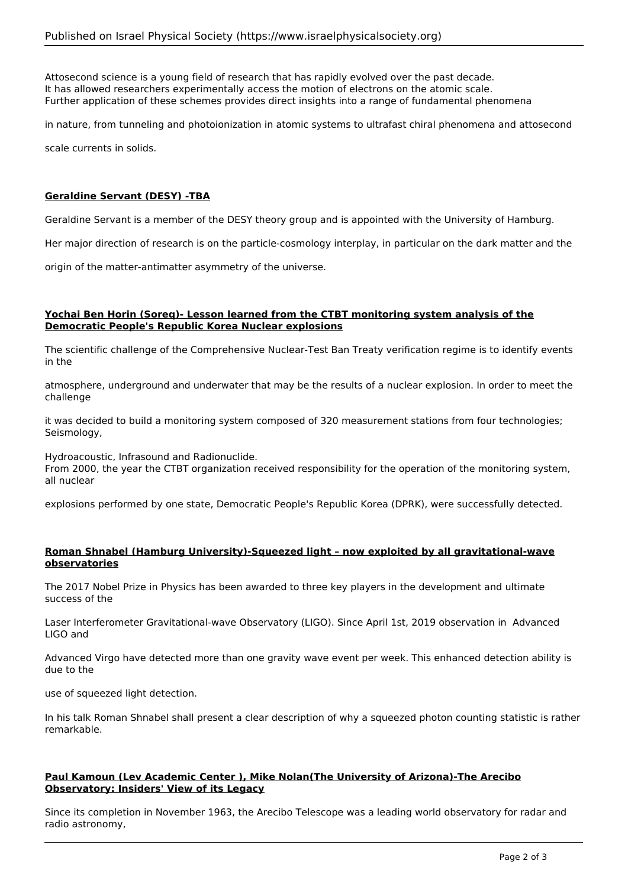Attosecond science is a young field of research that has rapidly evolved over the past decade.
It has allowed researchers experimentally access the motion of electrons on the atomic scale.
Further application of these schemes provides direct insights into a range of fundamental phenomena

in nature, from tunneling and photoionization in atomic systems to ultrafast chiral phenomena and attosecond

scale currents in solids.

**Geraldine Servant (DESY) -TBA**

Geraldine Servant is a member of the DESY theory group and is appointed with the University of Hamburg.

Her major direction of research is on the particle-cosmology interplay, in particular on the dark matter and the

origin of the matter-antimatter asymmetry of the universe.

**Yochai Ben Horin (Soreq)- Lesson learned from the CTBT monitoring system analysis of the Democratic People's Republic Korea Nuclear explosions**

The scientific challenge of the Comprehensive Nuclear-Test Ban Treaty verification regime is to identify events in the

atmosphere, underground and underwater that may be the results of a nuclear explosion. In order to meet the challenge

it was decided to build a monitoring system composed of 320 measurement stations from four technologies; Seismology,

Hydroacoustic, Infrasound and Radionuclide.
From 2000, the year the CTBT organization received responsibility for the operation of the monitoring system, all nuclear

explosions performed by one state, Democratic People's Republic Korea (DPRK), were successfully detected.

**Roman Shnabel (Hamburg University)-Squeezed light – now exploited by all gravitational-wave observatories**

The 2017 Nobel Prize in Physics has been awarded to three key players in the development and ultimate success of the

Laser Interferometer Gravitational-wave Observatory (LIGO). Since April 1st, 2019 observation in Advanced LIGO and

Advanced Virgo have detected more than one gravity wave event per week. This enhanced detection ability is due to the

use of squeezed light detection.

In his talk Roman Shnabel shall present a clear description of why a squeezed photon counting statistic is rather remarkable.

**Paul Kamoun (Lev Academic Center ), Mike Nolan(The University of Arizona)-The Arecibo Observatory: Insiders' View of its Legacy**

Since its completion in November 1963, the Arecibo Telescope was a leading world observatory for radar and radio astronomy,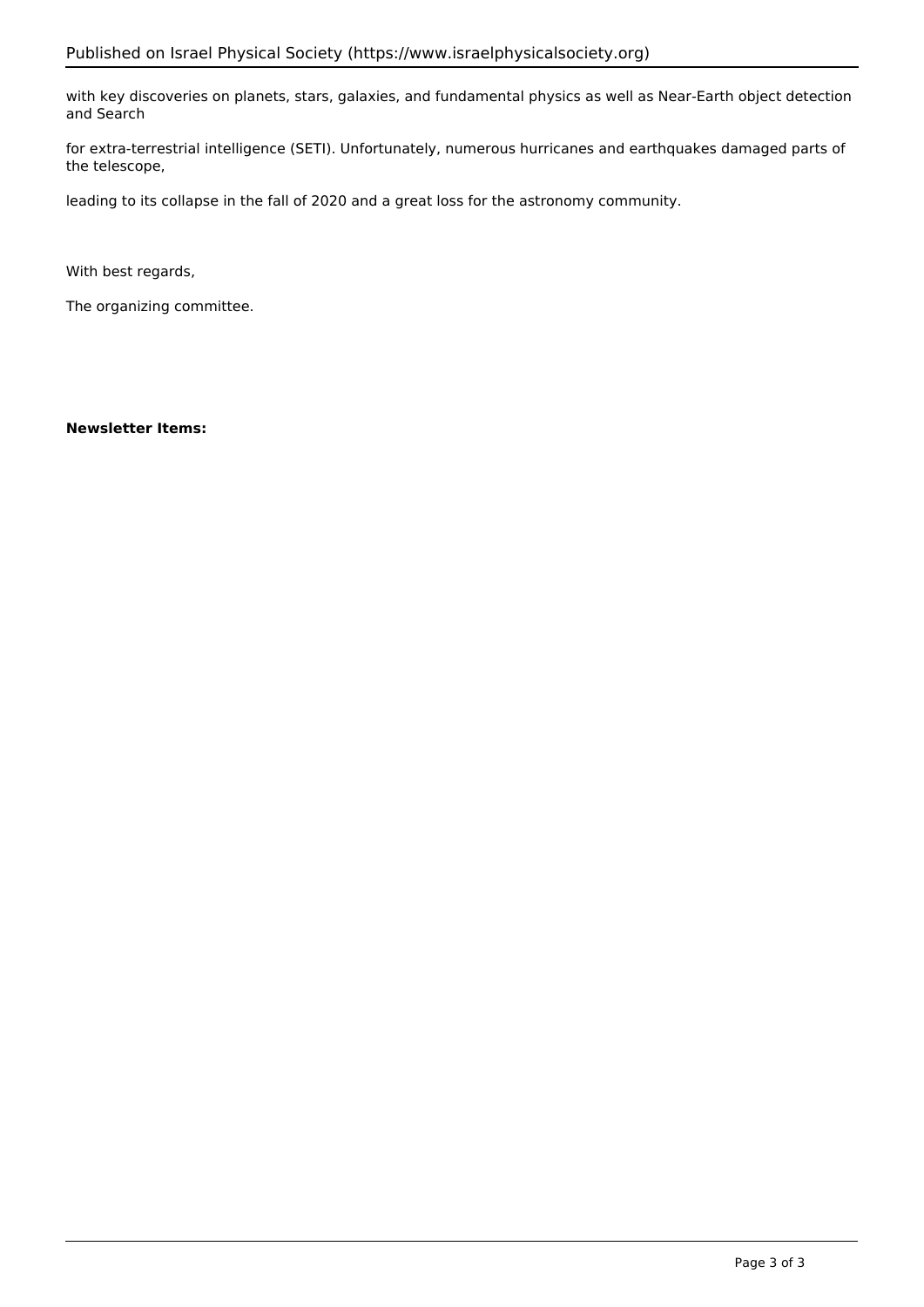with key discoveries on planets, stars, galaxies, and fundamental physics as well as Near-Earth object detection and Search

for extra-terrestrial intelligence (SETI). Unfortunately, numerous hurricanes and earthquakes damaged parts of the telescope,

leading to its collapse in the fall of 2020 and a great loss for the astronomy community.

With best regards,

The organizing committee.

**Newsletter Items:**